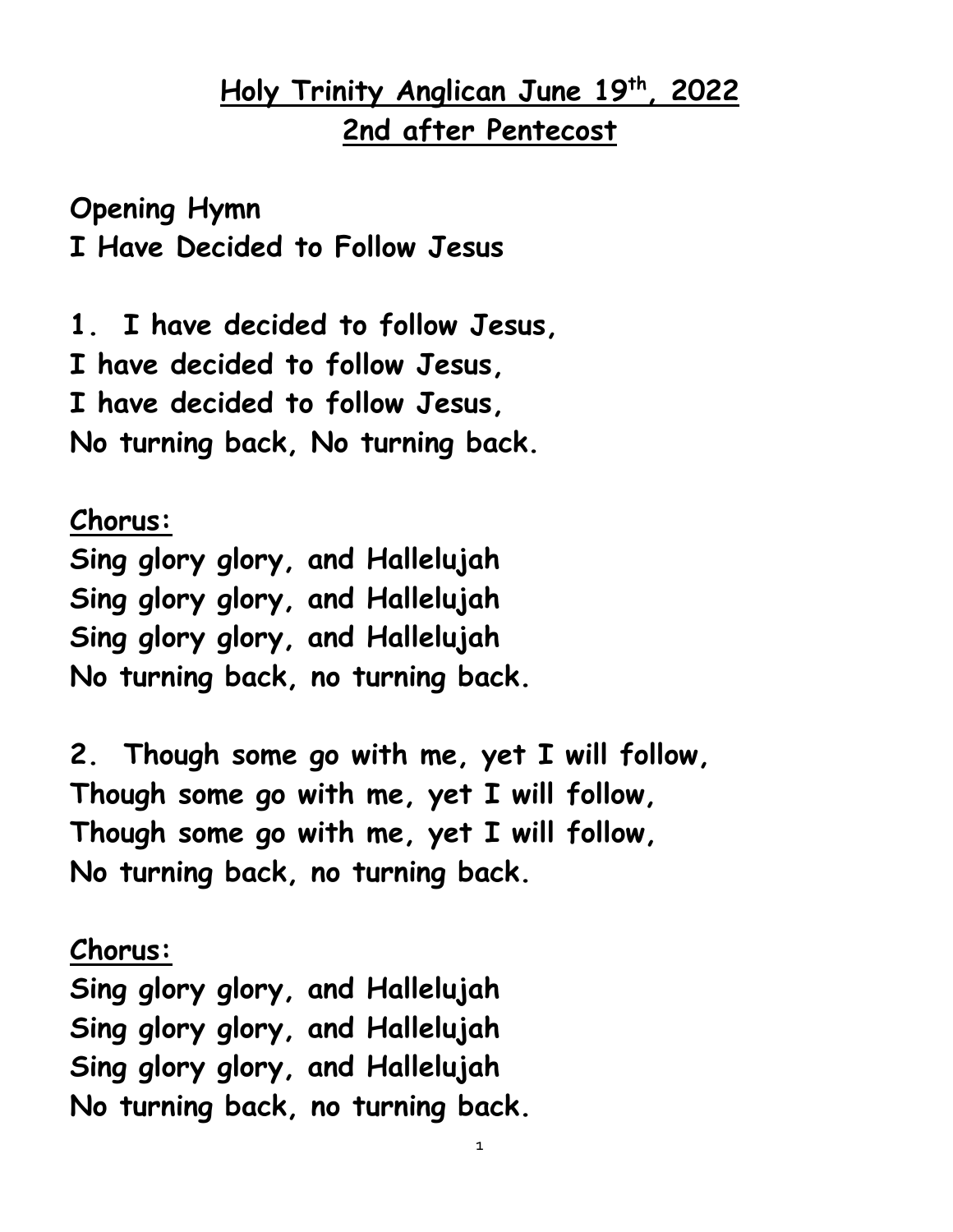# Holy Trinity Anglican June 19th, 2022
## 2nd after Pentecost

**Opening Hymn**
**I Have Decided to Follow Jesus**

**1. I have decided to follow Jesus,**
**I have decided to follow Jesus,**
**I have decided to follow Jesus,**
**No turning back, No turning back.**

**Chorus:**
**Sing glory glory, and Hallelujah**
**Sing glory glory, and Hallelujah**
**Sing glory glory, and Hallelujah**
**No turning back, no turning back.**

**2. Though some go with me, yet I will follow,**
**Though some go with me, yet I will follow,**
**Though some go with me, yet I will follow,**
**No turning back, no turning back.**

**Chorus:**
**Sing glory glory, and Hallelujah**
**Sing glory glory, and Hallelujah**
**Sing glory glory, and Hallelujah**
**No turning back, no turning back.**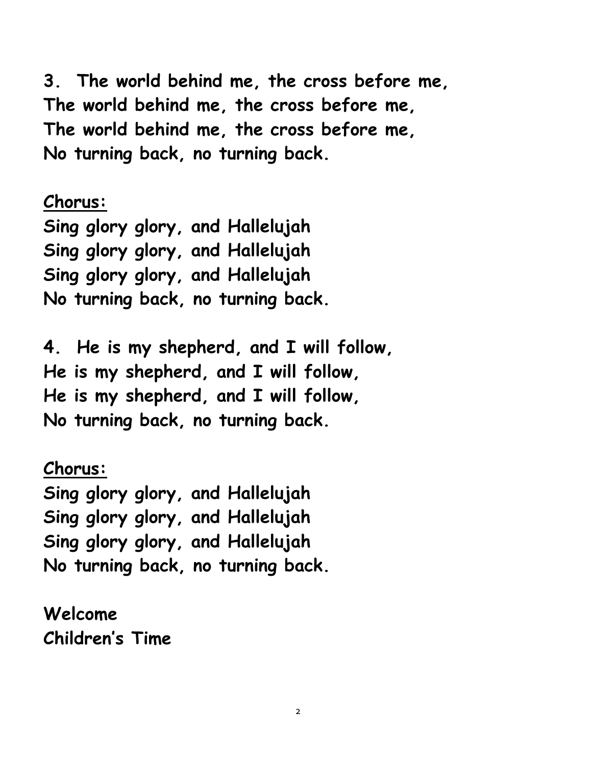**3. The world behind me, the cross before me,**
**The world behind me, the cross before me,**
**The world behind me, the cross before me,**
**No turning back, no turning back.**

**Chorus:**
**Sing glory glory, and Hallelujah**
**Sing glory glory, and Hallelujah**
**Sing glory glory, and Hallelujah**
**No turning back, no turning back.**

**4. He is my shepherd, and I will follow,**
**He is my shepherd, and I will follow,**
**He is my shepherd, and I will follow,**
**No turning back, no turning back.**

**Chorus:**
**Sing glory glory, and Hallelujah**
**Sing glory glory, and Hallelujah**
**Sing glory glory, and Hallelujah**
**No turning back, no turning back.**

**Welcome**
**Children's Time**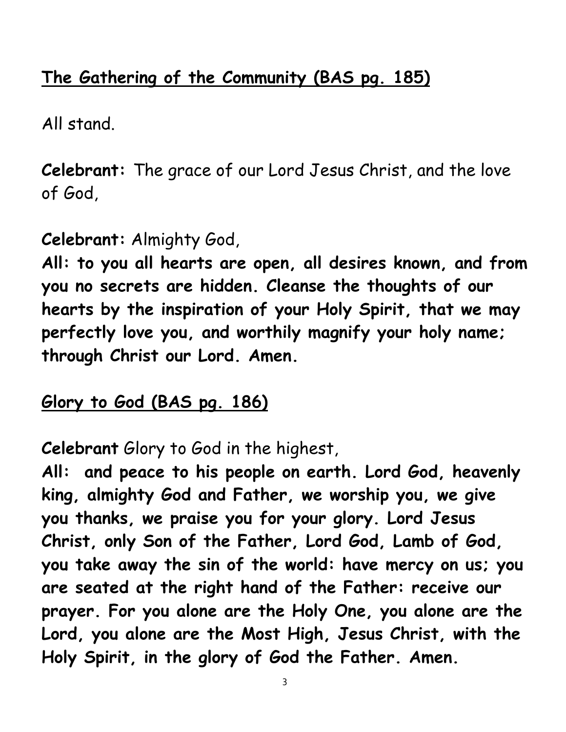## **The Gathering of the Community (BAS pg. 185)**

All stand.

**Celebrant:** The grace of our Lord Jesus Christ, and the love of God,

**Celebrant:** Almighty God,
**All: to you all hearts are open, all desires known, and from you no secrets are hidden. Cleanse the thoughts of our hearts by the inspiration of your Holy Spirit, that we may perfectly love you, and worthily magnify your holy name; through Christ our Lord. Amen.**

## **Glory to God (BAS pg. 186)**

**Celebrant** Glory to God in the highest,
**All: and peace to his people on earth. Lord God, heavenly king, almighty God and Father, we worship you, we give you thanks, we praise you for your glory. Lord Jesus Christ, only Son of the Father, Lord God, Lamb of God, you take away the sin of the world: have mercy on us; you are seated at the right hand of the Father: receive our prayer. For you alone are the Holy One, you alone are the Lord, you alone are the Most High, Jesus Christ, with the Holy Spirit, in the glory of God the Father. Amen.**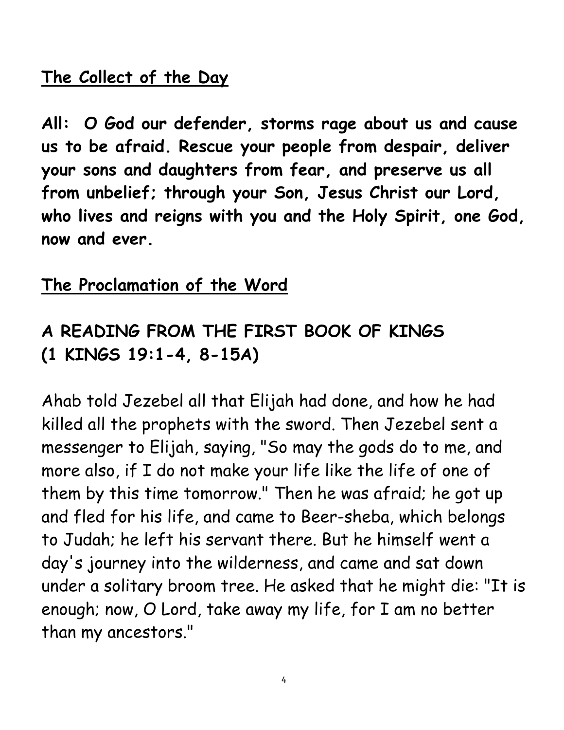## The Collect of the Day

**All: O God our defender, storms rage about us and cause us to be afraid. Rescue your people from despair, deliver your sons and daughters from fear, and preserve us all from unbelief; through your Son, Jesus Christ our Lord, who lives and reigns with you and the Holy Spirit, one God, now and ever.**

## The Proclamation of the Word

### A READING FROM THE FIRST BOOK OF KINGS (1 KINGS 19:1-4, 8-15A)

Ahab told Jezebel all that Elijah had done, and how he had killed all the prophets with the sword. Then Jezebel sent a messenger to Elijah, saying, "So may the gods do to me, and more also, if I do not make your life like the life of one of them by this time tomorrow." Then he was afraid; he got up and fled for his life, and came to Beer-sheba, which belongs to Judah; he left his servant there. But he himself went a day's journey into the wilderness, and came and sat down under a solitary broom tree. He asked that he might die: "It is enough; now, O Lord, take away my life, for I am no better than my ancestors."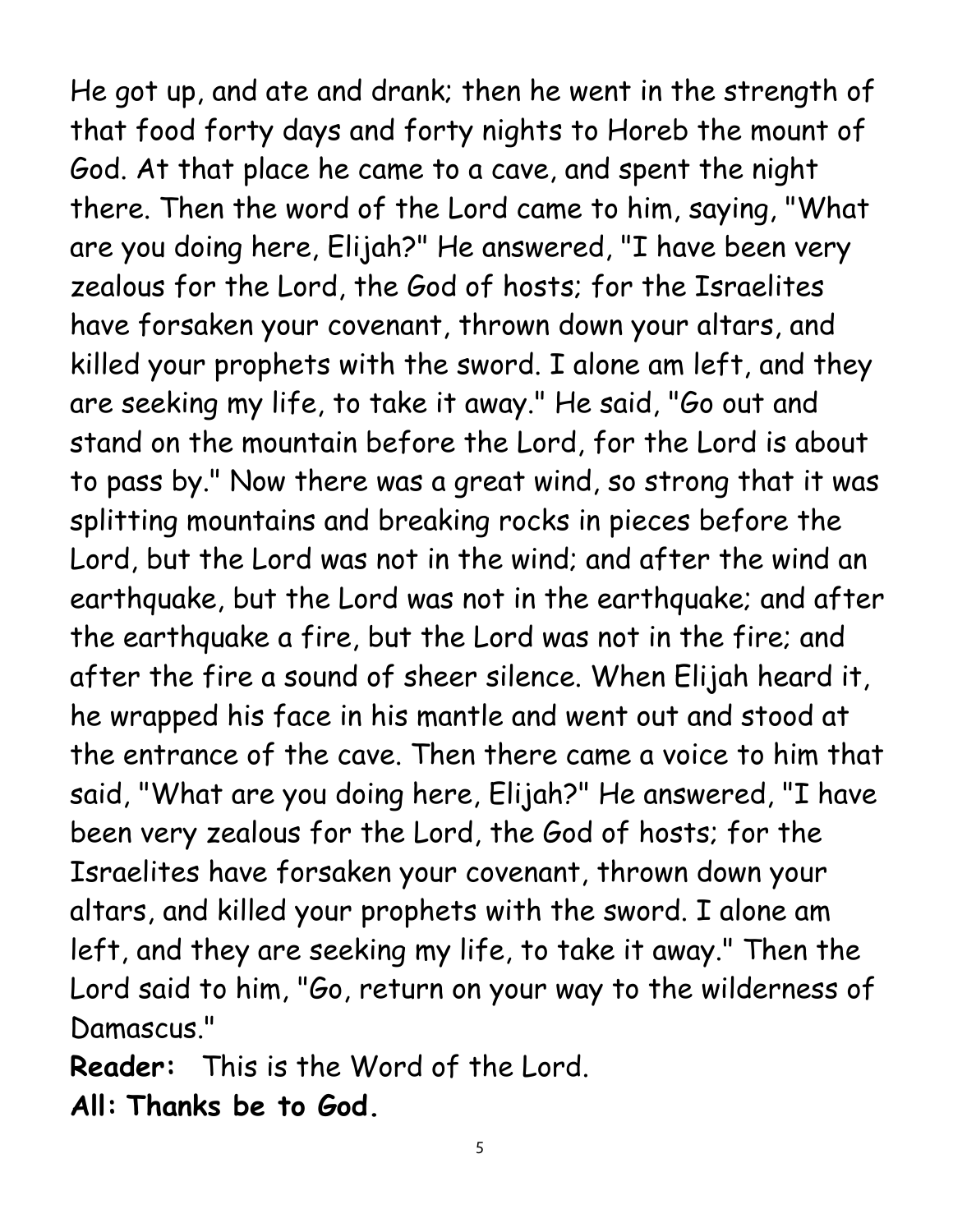He got up, and ate and drank; then he went in the strength of that food forty days and forty nights to Horeb the mount of God. At that place he came to a cave, and spent the night there. Then the word of the Lord came to him, saying, "What are you doing here, Elijah?" He answered, "I have been very zealous for the Lord, the God of hosts; for the Israelites have forsaken your covenant, thrown down your altars, and killed your prophets with the sword. I alone am left, and they are seeking my life, to take it away." He said, "Go out and stand on the mountain before the Lord, for the Lord is about to pass by." Now there was a great wind, so strong that it was splitting mountains and breaking rocks in pieces before the Lord, but the Lord was not in the wind; and after the wind an earthquake, but the Lord was not in the earthquake; and after the earthquake a fire, but the Lord was not in the fire; and after the fire a sound of sheer silence. When Elijah heard it, he wrapped his face in his mantle and went out and stood at the entrance of the cave. Then there came a voice to him that said, "What are you doing here, Elijah?" He answered, "I have been very zealous for the Lord, the God of hosts; for the Israelites have forsaken your covenant, thrown down your altars, and killed your prophets with the sword. I alone am left, and they are seeking my life, to take it away." Then the Lord said to him, "Go, return on your way to the wilderness of Damascus."

**Reader:** This is the Word of the Lord.

**All: Thanks be to God.**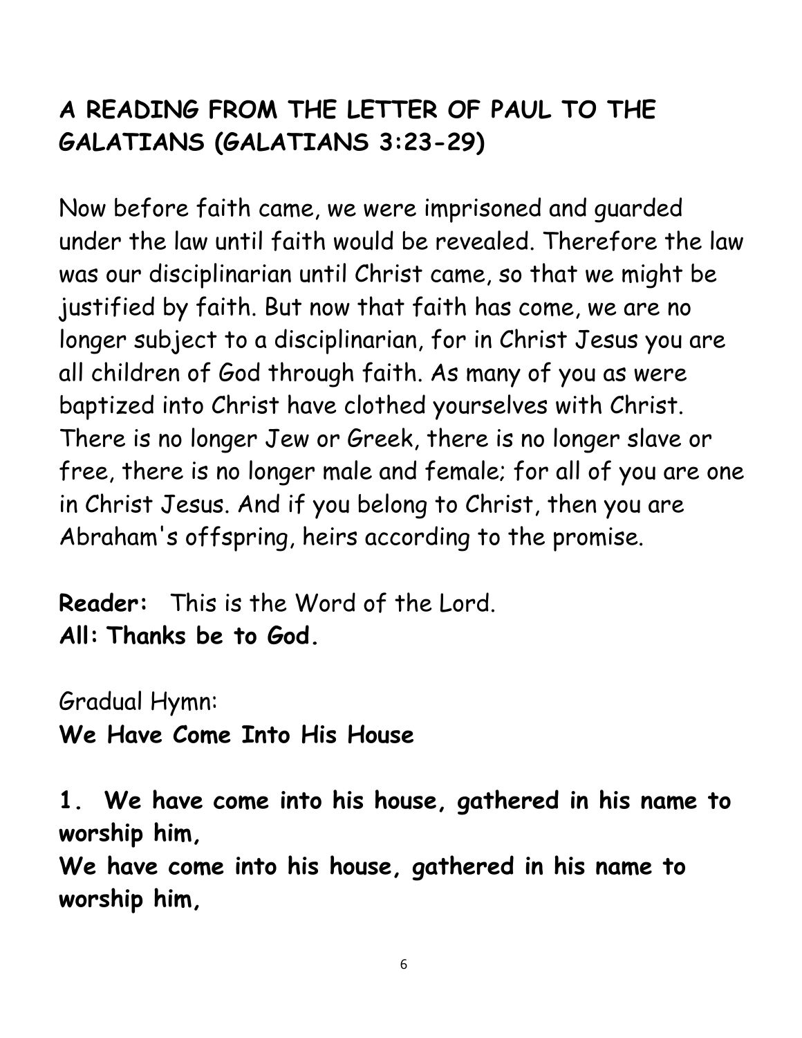## A READING FROM THE LETTER OF PAUL TO THE GALATIANS (GALATIANS 3:23-29)

Now before faith came, we were imprisoned and guarded under the law until faith would be revealed. Therefore the law was our disciplinarian until Christ came, so that we might be justified by faith. But now that faith has come, we are no longer subject to a disciplinarian, for in Christ Jesus you are all children of God through faith. As many of you as were baptized into Christ have clothed yourselves with Christ. There is no longer Jew or Greek, there is no longer slave or free, there is no longer male and female; for all of you are one in Christ Jesus. And if you belong to Christ, then you are Abraham's offspring, heirs according to the promise.

**Reader:** This is the Word of the Lord.
**All: Thanks be to God.**

Gradual Hymn:
**We Have Come Into His House**

**1. We have come into his house, gathered in his name to worship him,**
**We have come into his house, gathered in his name to worship him,**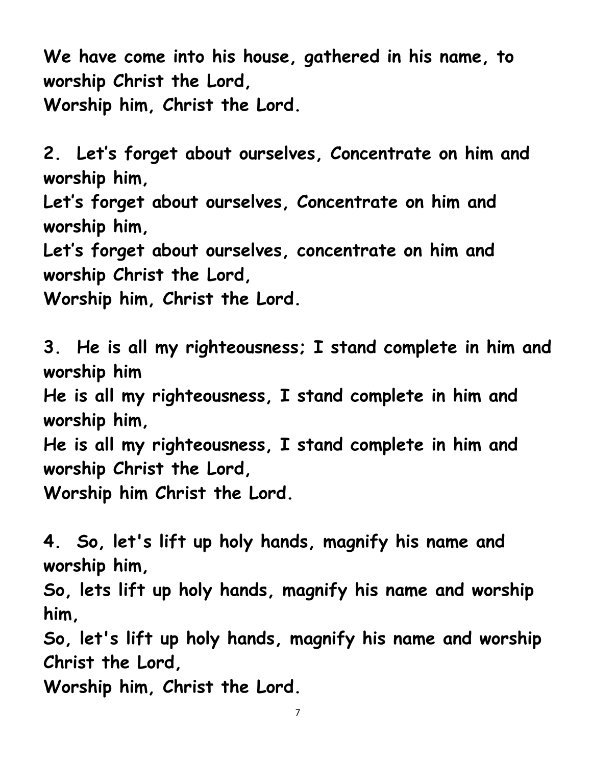**We have come into his house, gathered in his name, to worship Christ the Lord,**
**Worship him, Christ the Lord.**

**2. Let's forget about ourselves, Concentrate on him and worship him,**
**Let's forget about ourselves, Concentrate on him and worship him,**
**Let's forget about ourselves, concentrate on him and worship Christ the Lord,**
**Worship him, Christ the Lord.**

**3. He is all my righteousness; I stand complete in him and worship him**
**He is all my righteousness, I stand complete in him and worship him,**
**He is all my righteousness, I stand complete in him and worship Christ the Lord,**
**Worship him Christ the Lord.**

**4. So, let's lift up holy hands, magnify his name and worship him,**
**So, lets lift up holy hands, magnify his name and worship him,**
**So, let's lift up holy hands, magnify his name and worship Christ the Lord,**
**Worship him, Christ the Lord.**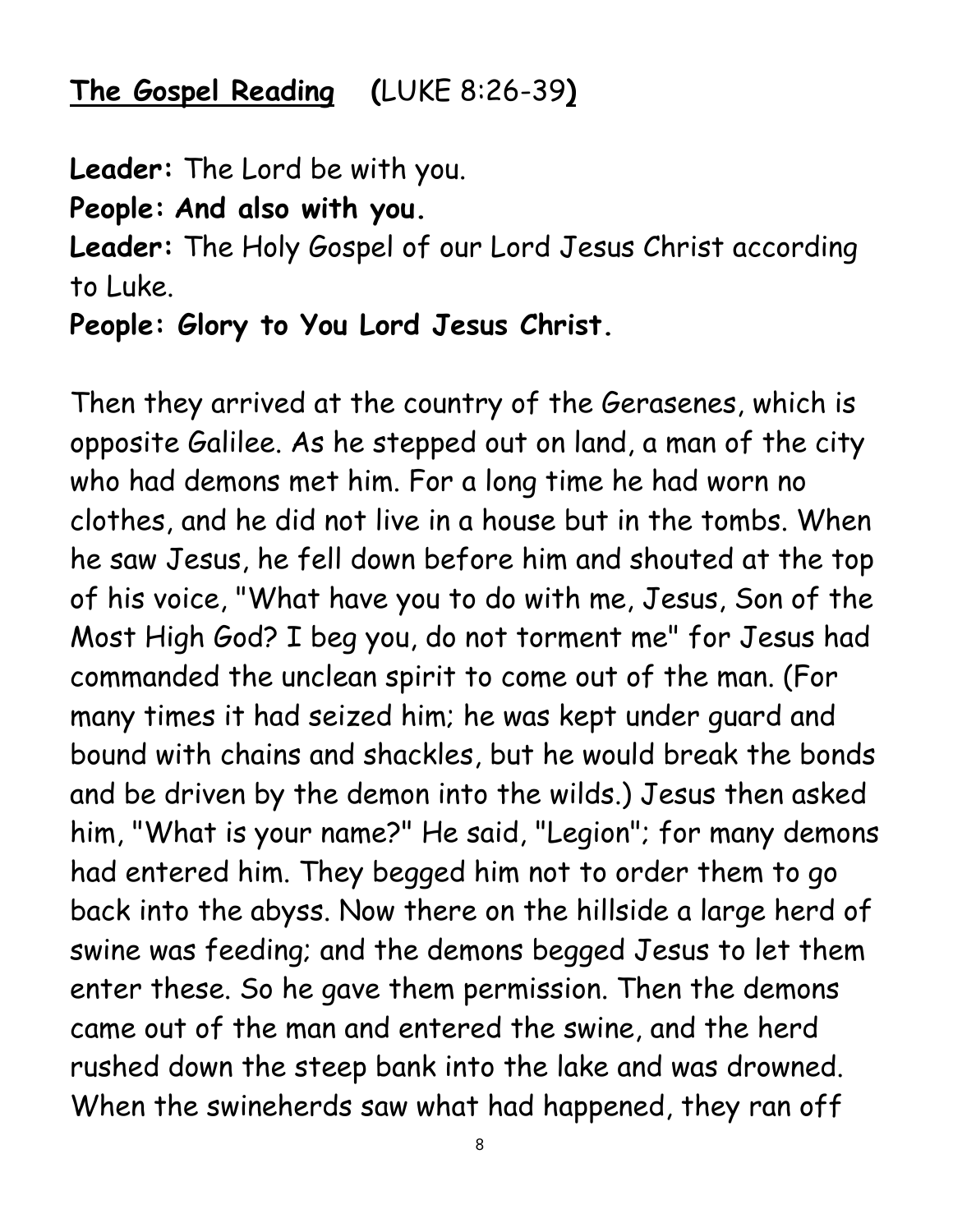**The Gospel Reading** (LUKE 8:26-39)

**Leader:** The Lord be with you.
**People: And also with you.**
**Leader:** The Holy Gospel of our Lord Jesus Christ according to Luke.
**People: Glory to You Lord Jesus Christ.**

Then they arrived at the country of the Gerasenes, which is opposite Galilee. As he stepped out on land, a man of the city who had demons met him. For a long time he had worn no clothes, and he did not live in a house but in the tombs. When he saw Jesus, he fell down before him and shouted at the top of his voice, "What have you to do with me, Jesus, Son of the Most High God? I beg you, do not torment me" for Jesus had commanded the unclean spirit to come out of the man. (For many times it had seized him; he was kept under guard and bound with chains and shackles, but he would break the bonds and be driven by the demon into the wilds.) Jesus then asked him, "What is your name?" He said, "Legion"; for many demons had entered him. They begged him not to order them to go back into the abyss. Now there on the hillside a large herd of swine was feeding; and the demons begged Jesus to let them enter these. So he gave them permission. Then the demons came out of the man and entered the swine, and the herd rushed down the steep bank into the lake and was drowned. When the swineherds saw what had happened, they ran off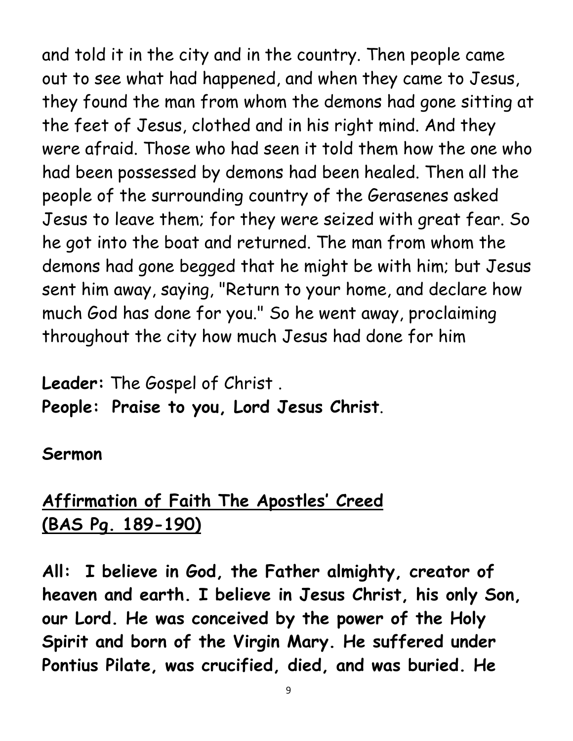and told it in the city and in the country. Then people came out to see what had happened, and when they came to Jesus, they found the man from whom the demons had gone sitting at the feet of Jesus, clothed and in his right mind. And they were afraid. Those who had seen it told them how the one who had been possessed by demons had been healed. Then all the people of the surrounding country of the Gerasenes asked Jesus to leave them; for they were seized with great fear. So he got into the boat and returned. The man from whom the demons had gone begged that he might be with him; but Jesus sent him away, saying, "Return to your home, and declare how much God has done for you." So he went away, proclaiming throughout the city how much Jesus had done for him

**Leader:** The Gospel of Christ .
**People: Praise to you, Lord Jesus Christ**.

**Sermon**

## Affirmation of Faith The Apostles' Creed (BAS Pg. 189-190)

**All: I believe in God, the Father almighty, creator of heaven and earth. I believe in Jesus Christ, his only Son, our Lord. He was conceived by the power of the Holy Spirit and born of the Virgin Mary. He suffered under Pontius Pilate, was crucified, died, and was buried. He**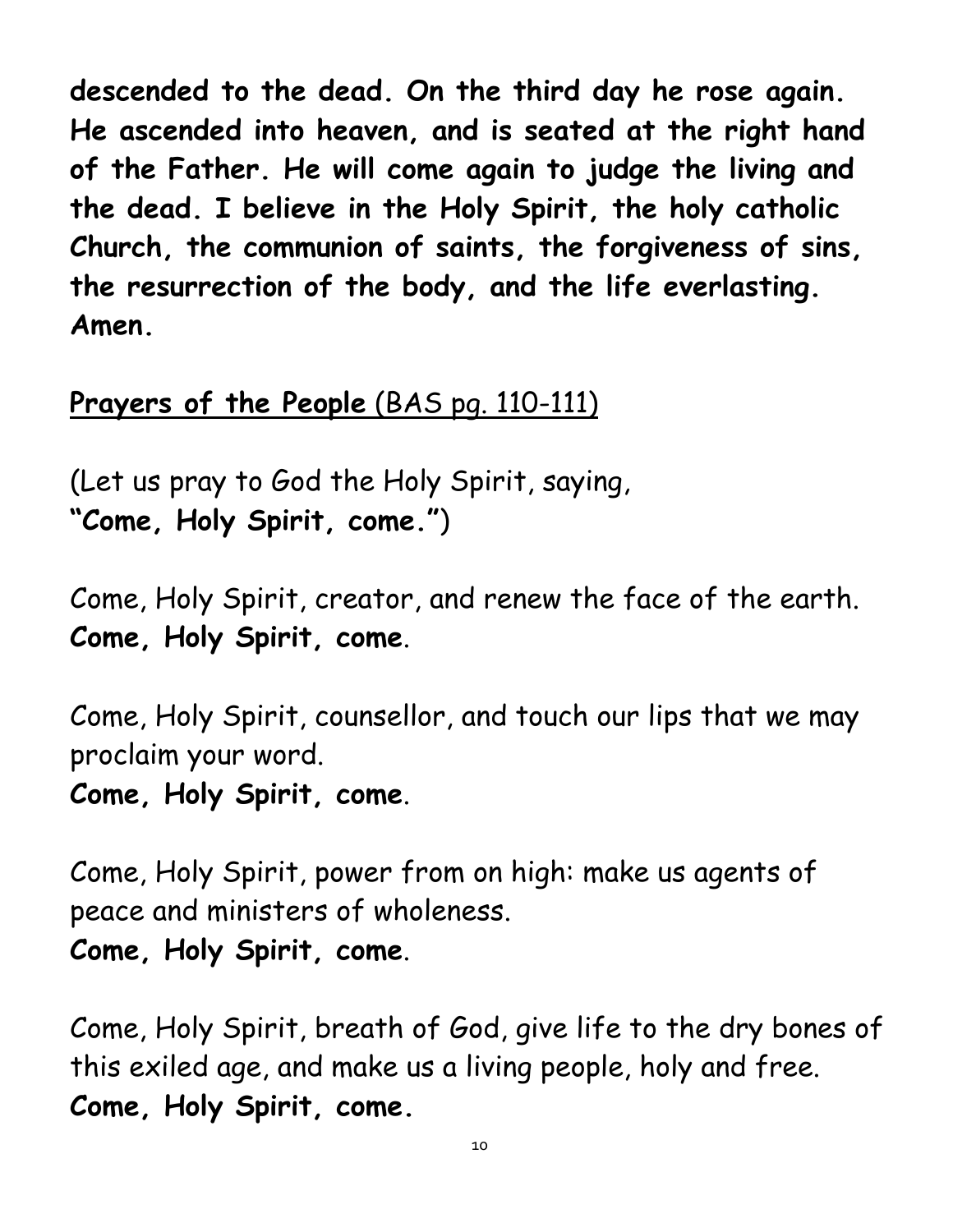**descended to the dead. On the third day he rose again. He ascended into heaven, and is seated at the right hand of the Father. He will come again to judge the living and the dead. I believe in the Holy Spirit, the holy catholic Church, the communion of saints, the forgiveness of sins, the resurrection of the body, and the life everlasting. Amen.**

## Prayers of the People (BAS pg. 110-111)

(Let us pray to God the Holy Spirit, saying,
**"Come, Holy Spirit, come."**)

Come, Holy Spirit, creator, and renew the face of the earth.
**Come, Holy Spirit, come**.

Come, Holy Spirit, counsellor, and touch our lips that we may proclaim your word.
**Come, Holy Spirit, come**.

Come, Holy Spirit, power from on high: make us agents of peace and ministers of wholeness.
**Come, Holy Spirit, come**.

Come, Holy Spirit, breath of God, give life to the dry bones of this exiled age, and make us a living people, holy and free.
**Come, Holy Spirit, come.**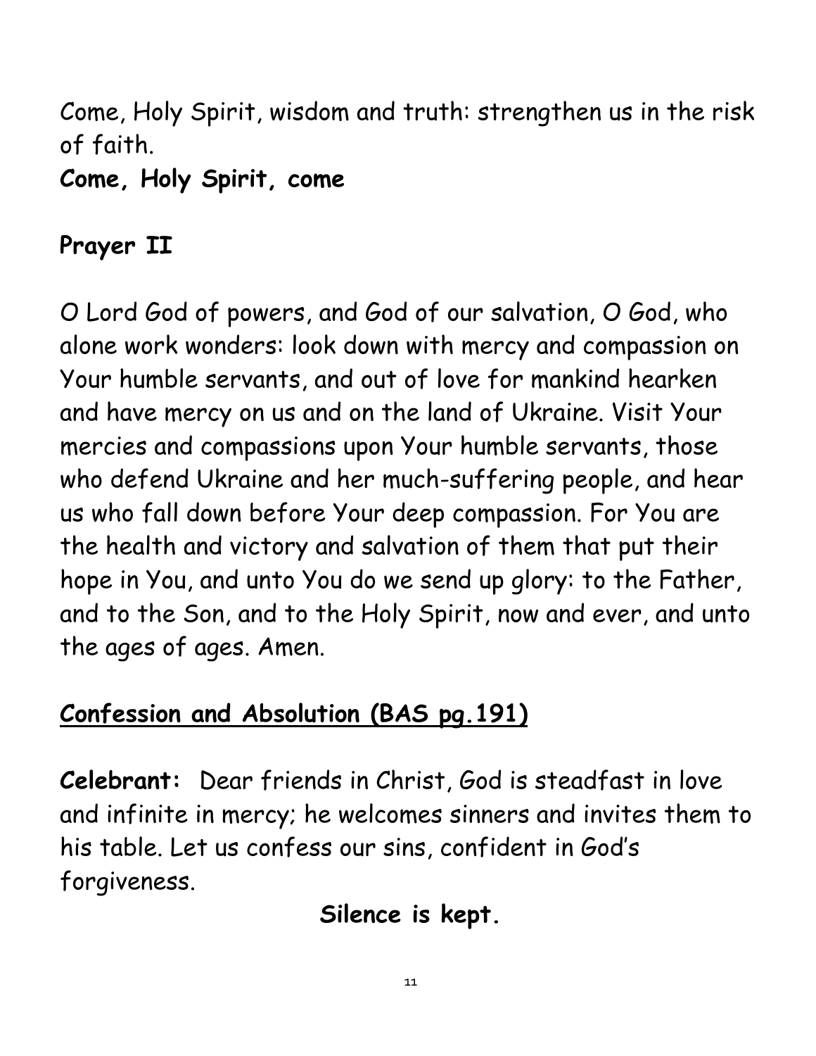Come, Holy Spirit, wisdom and truth: strengthen us in the risk of faith.

**Come, Holy Spirit, come**

## Prayer II

O Lord God of powers, and God of our salvation, O God, who alone work wonders: look down with mercy and compassion on Your humble servants, and out of love for mankind hearken and have mercy on us and on the land of Ukraine. Visit Your mercies and compassions upon Your humble servants, those who defend Ukraine and her much-suffering people, and hear us who fall down before Your deep compassion. For You are the health and victory and salvation of them that put their hope in You, and unto You do we send up glory: to the Father, and to the Son, and to the Holy Spirit, now and ever, and unto the ages of ages. Amen.

## Confession and Absolution (BAS pg.191)

**Celebrant:** Dear friends in Christ, God is steadfast in love and infinite in mercy; he welcomes sinners and invites them to his table. Let us confess our sins, confident in God's forgiveness.

**Silence is kept.**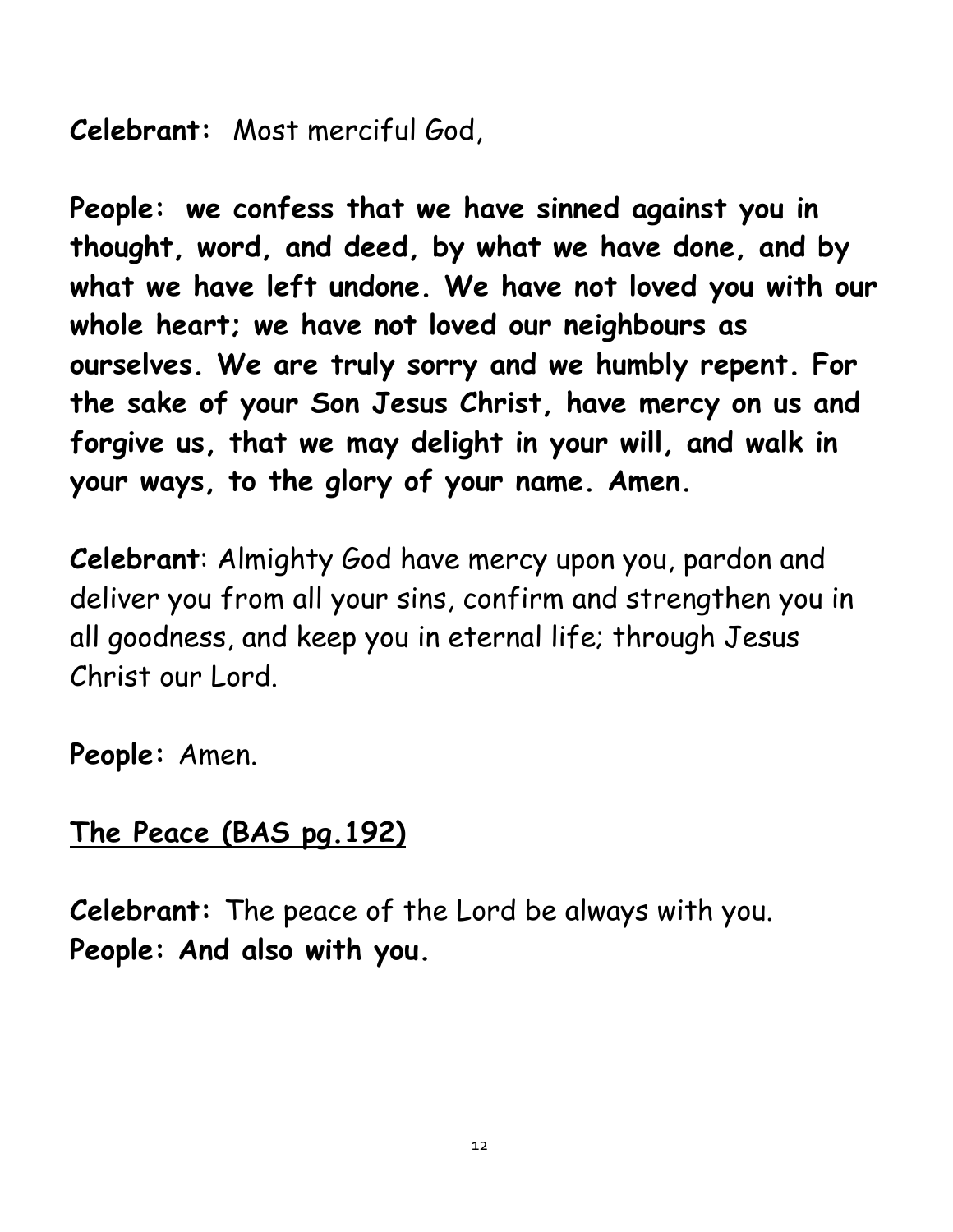**Celebrant:** Most merciful God,

**People: we confess that we have sinned against you in thought, word, and deed, by what we have done, and by what we have left undone. We have not loved you with our whole heart; we have not loved our neighbours as ourselves. We are truly sorry and we humbly repent. For the sake of your Son Jesus Christ, have mercy on us and forgive us, that we may delight in your will, and walk in your ways, to the glory of your name. Amen.**

**Celebrant**: Almighty God have mercy upon you, pardon and deliver you from all your sins, confirm and strengthen you in all goodness, and keep you in eternal life; through Jesus Christ our Lord.

**People:** Amen.

## The Peace (BAS pg.192)

**Celebrant:** The peace of the Lord be always with you.
**People: And also with you.**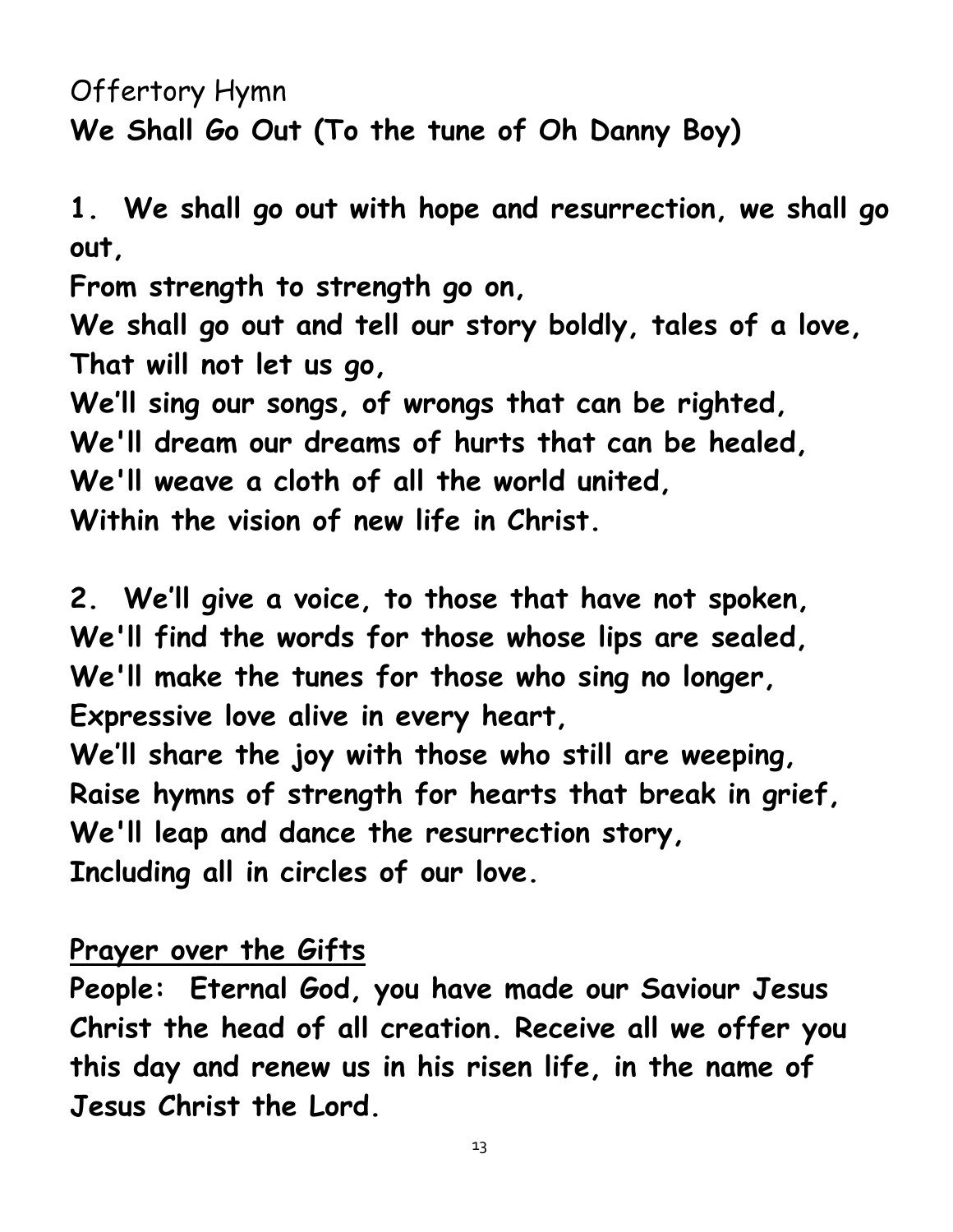Offertory Hymn

**We Shall Go Out (To the tune of Oh Danny Boy)**

**1. We shall go out with hope and resurrection, we shall go out,**
**From strength to strength go on,**
**We shall go out and tell our story boldly, tales of a love,**
**That will not let us go,**
**We'll sing our songs, of wrongs that can be righted,**
**We'll dream our dreams of hurts that can be healed,**
**We'll weave a cloth of all the world united,**
**Within the vision of new life in Christ.**

**2. We'll give a voice, to those that have not spoken,**
**We'll find the words for those whose lips are sealed,**
**We'll make the tunes for those who sing no longer,**
**Expressive love alive in every heart,**
**We'll share the joy with those who still are weeping,**
**Raise hymns of strength for hearts that break in grief,**
**We'll leap and dance the resurrection story,**
**Including all in circles of our love.**

**<u>Prayer over the Gifts</u>**

**People: Eternal God, you have made our Saviour Jesus Christ the head of all creation. Receive all we offer you this day and renew us in his risen life, in the name of Jesus Christ the Lord.**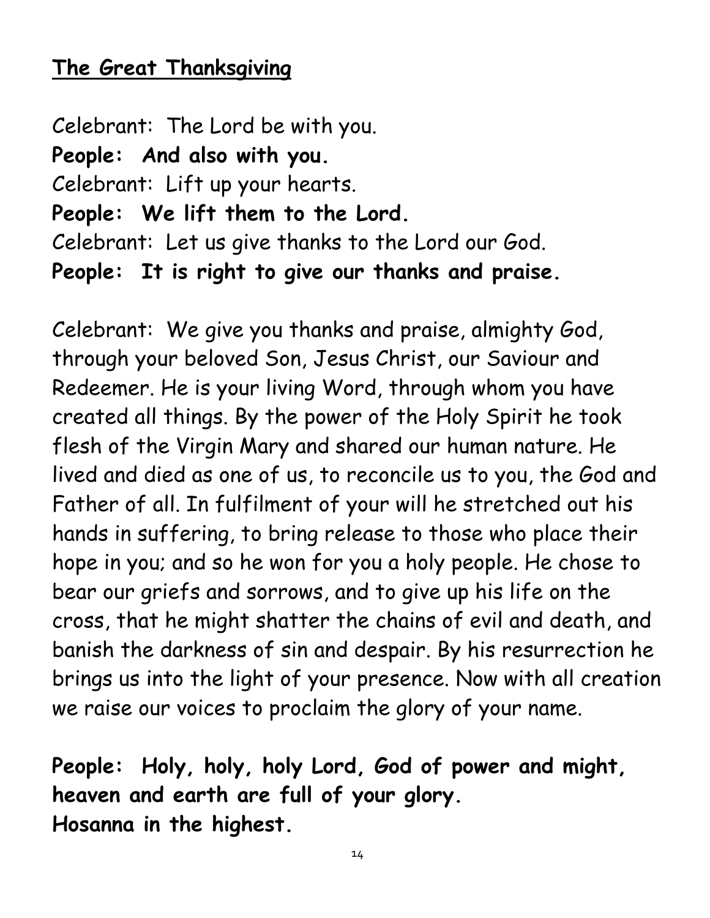## The Great Thanksgiving

Celebrant: The Lord be with you.
**People: And also with you.**
Celebrant: Lift up your hearts.
**People: We lift them to the Lord.**
Celebrant: Let us give thanks to the Lord our God.
**People: It is right to give our thanks and praise.**

Celebrant: We give you thanks and praise, almighty God, through your beloved Son, Jesus Christ, our Saviour and Redeemer. He is your living Word, through whom you have created all things. By the power of the Holy Spirit he took flesh of the Virgin Mary and shared our human nature. He lived and died as one of us, to reconcile us to you, the God and Father of all. In fulfilment of your will he stretched out his hands in suffering, to bring release to those who place their hope in you; and so he won for you a holy people. He chose to bear our griefs and sorrows, and to give up his life on the cross, that he might shatter the chains of evil and death, and banish the darkness of sin and despair. By his resurrection he brings us into the light of your presence. Now with all creation we raise our voices to proclaim the glory of your name.

**People: Holy, holy, holy Lord, God of power and might, heaven and earth are full of your glory.**
**Hosanna in the highest.**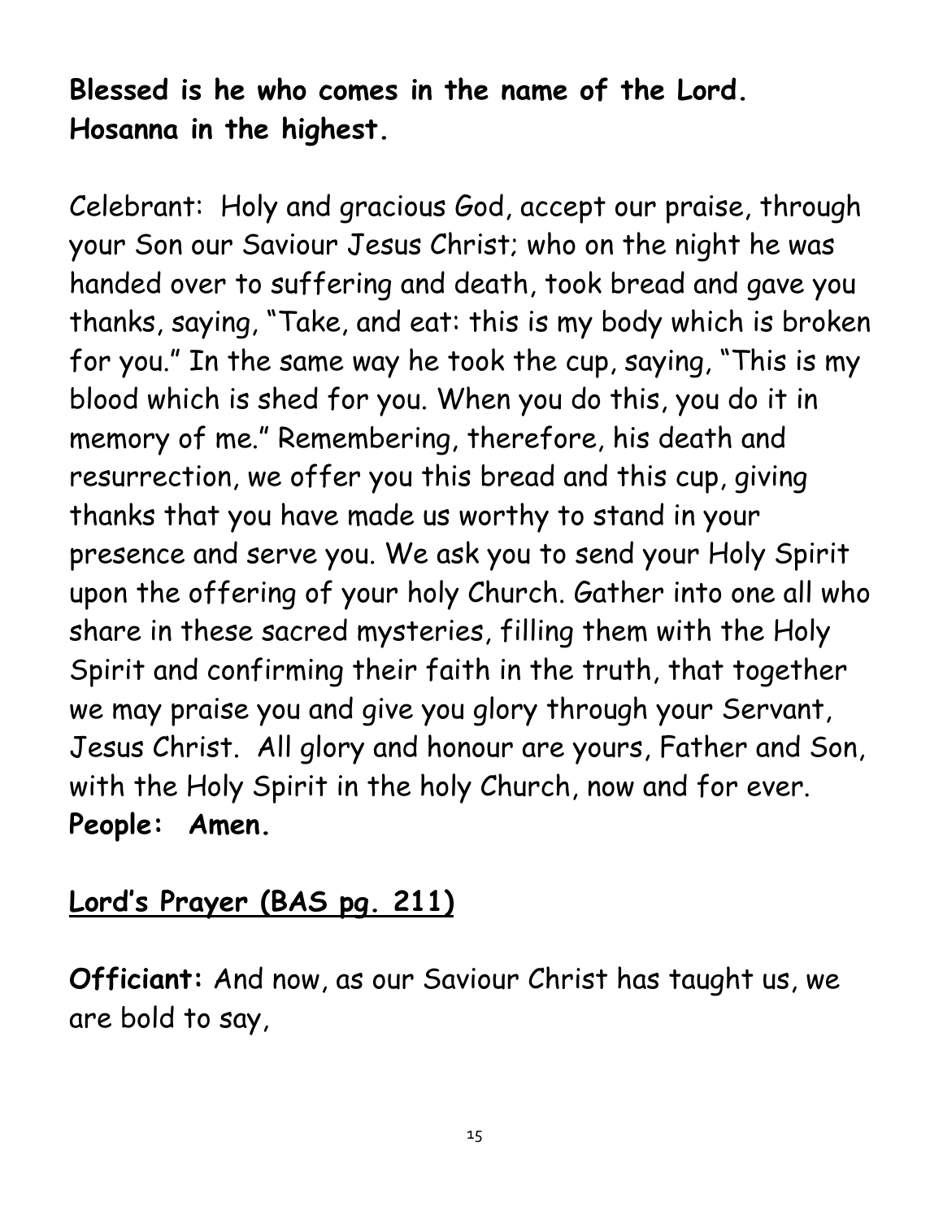**Blessed is he who comes in the name of the Lord.**
**Hosanna in the highest.**

Celebrant: Holy and gracious God, accept our praise, through your Son our Saviour Jesus Christ; who on the night he was handed over to suffering and death, took bread and gave you thanks, saying, "Take, and eat: this is my body which is broken for you." In the same way he took the cup, saying, "This is my blood which is shed for you. When you do this, you do it in memory of me." Remembering, therefore, his death and resurrection, we offer you this bread and this cup, giving thanks that you have made us worthy to stand in your presence and serve you. We ask you to send your Holy Spirit upon the offering of your holy Church. Gather into one all who share in these sacred mysteries, filling them with the Holy Spirit and confirming their faith in the truth, that together we may praise you and give you glory through your Servant, Jesus Christ. All glory and honour are yours, Father and Son, with the Holy Spirit in the holy Church, now and for ever.
**People: Amen.**

## Lord's Prayer (BAS pg. 211)

**Officiant:** And now, as our Saviour Christ has taught us, we are bold to say,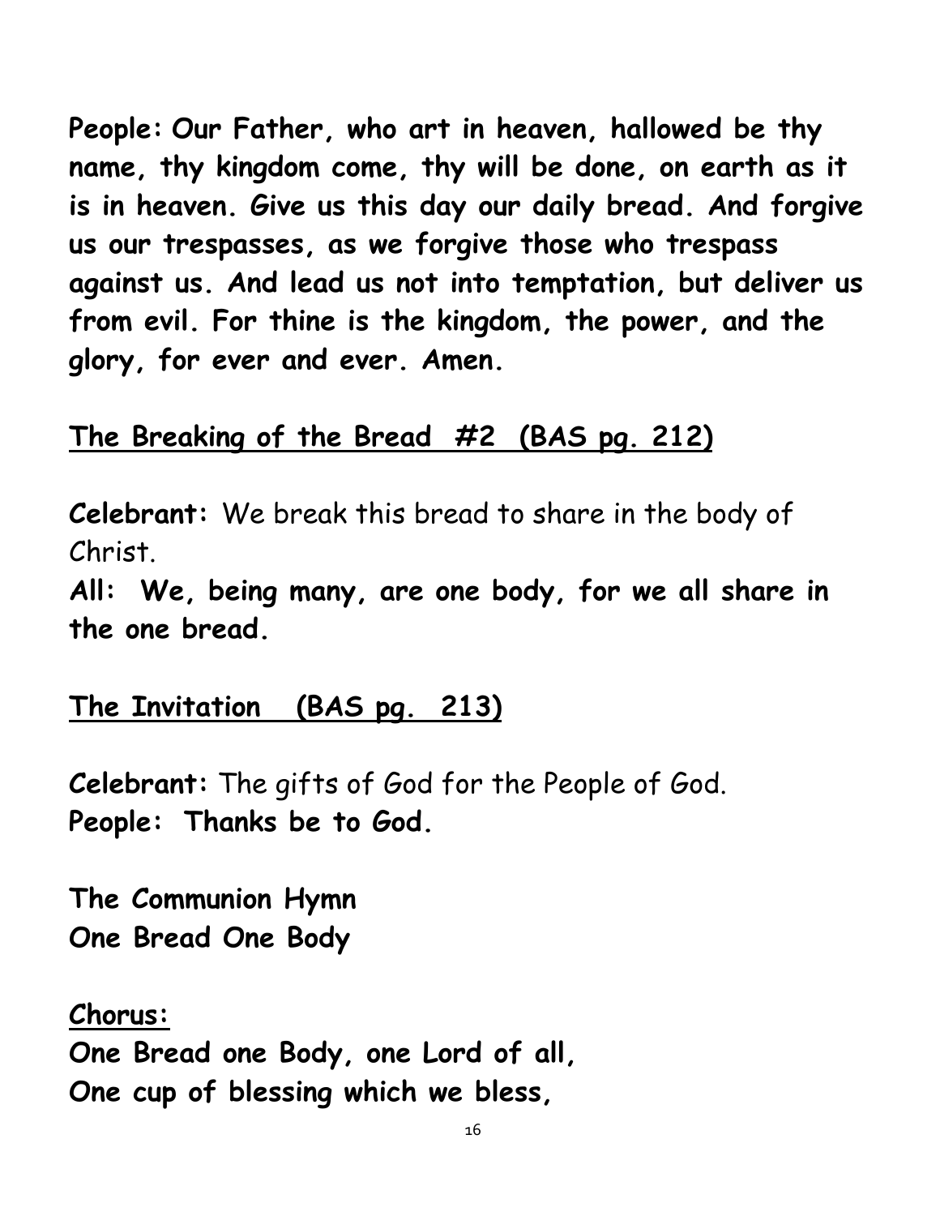**People: Our Father, who art in heaven, hallowed be thy name, thy kingdom come, thy will be done, on earth as it is in heaven. Give us this day our daily bread. And forgive us our trespasses, as we forgive those who trespass against us. And lead us not into temptation, but deliver us from evil. For thine is the kingdom, the power, and the glory, for ever and ever. Amen.**

## The Breaking of the Bread #2 (BAS pg. 212)

**Celebrant:** We break this bread to share in the body of Christ.
**All: We, being many, are one body, for we all share in the one bread.**

## The Invitation (BAS pg. 213)

**Celebrant:** The gifts of God for the People of God.
**People: Thanks be to God.**

**The Communion Hymn**
**One Bread One Body**

**Chorus:**
**One Bread one Body, one Lord of all,**
**One cup of blessing which we bless,**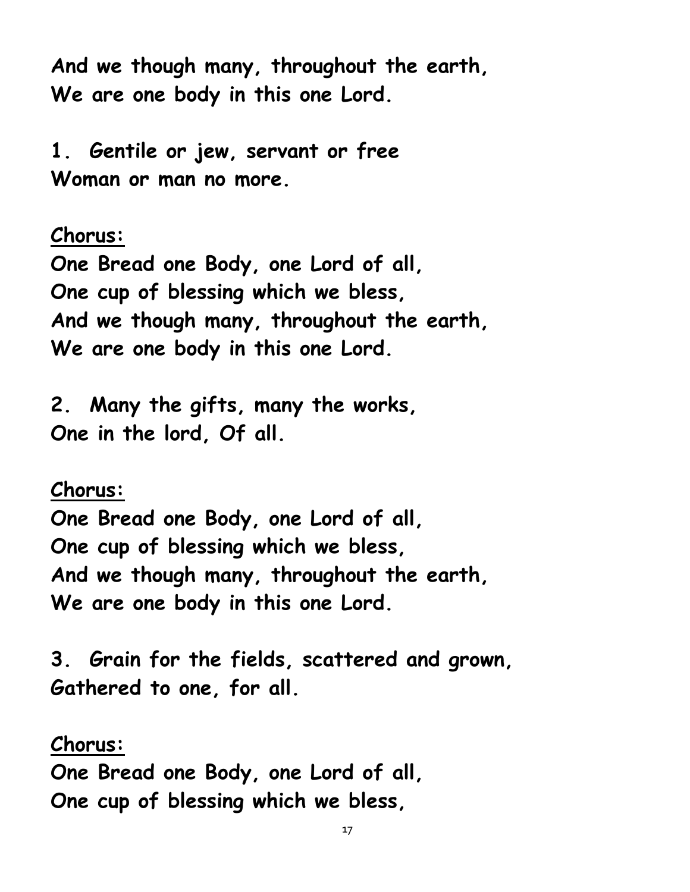**And we though many, throughout the earth,**
**We are one body in this one Lord.**

**1. Gentile or jew, servant or free**
**Woman or man no more.**

**Chorus:**
**One Bread one Body, one Lord of all,**
**One cup of blessing which we bless,**
**And we though many, throughout the earth,**
**We are one body in this one Lord.**

**2. Many the gifts, many the works,**
**One in the lord, Of all.**

**Chorus:**
**One Bread one Body, one Lord of all,**
**One cup of blessing which we bless,**
**And we though many, throughout the earth,**
**We are one body in this one Lord.**

**3. Grain for the fields, scattered and grown,**
**Gathered to one, for all.**

**Chorus:**
**One Bread one Body, one Lord of all,**
**One cup of blessing which we bless,**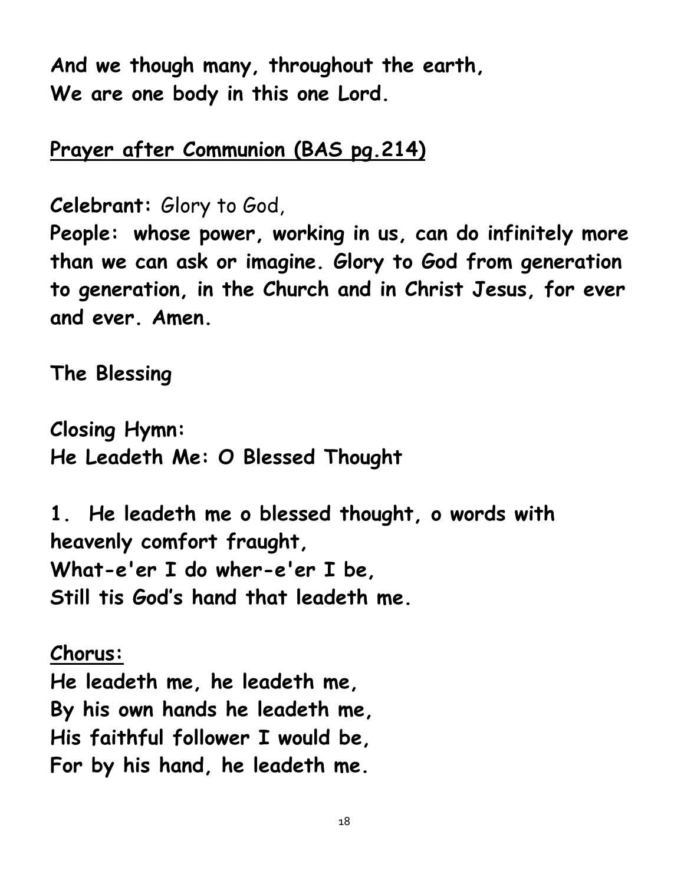**And we though many, throughout the earth,**
**We are one body in this one Lord.**

**Prayer after Communion (BAS pg.214)**

**Celebrant:** Glory to God,
**People: whose power, working in us, can do infinitely more than we can ask or imagine. Glory to God from generation to generation, in the Church and in Christ Jesus, for ever and ever. Amen.**

**The Blessing**

**Closing Hymn:**
**He Leadeth Me: O Blessed Thought**

**1. He leadeth me o blessed thought, o words with heavenly comfort fraught,**
**What-e'er I do wher-e'er I be,**
**Still tis God's hand that leadeth me.**

**Chorus:**
**He leadeth me, he leadeth me,**
**By his own hands he leadeth me,**
**His faithful follower I would be,**
**For by his hand, he leadeth me.**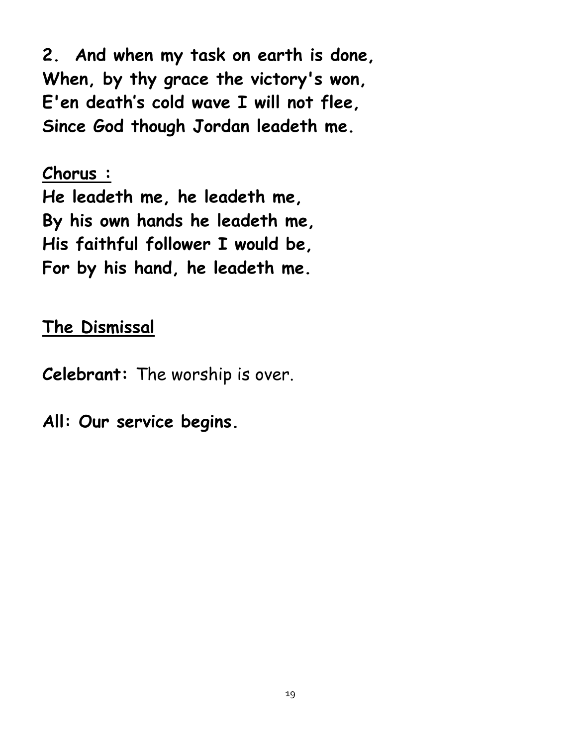**2. And when my task on earth is done,**
**When, by thy grace the victory's won,**
**E'en death's cold wave I will not flee,**
**Since God though Jordan leadeth me.**

**Chorus :**

**He leadeth me, he leadeth me,**
**By his own hands he leadeth me,**
**His faithful follower I would be,**
**For by his hand, he leadeth me.**

## The Dismissal

**Celebrant:** The worship is over.

**All: Our service begins.**